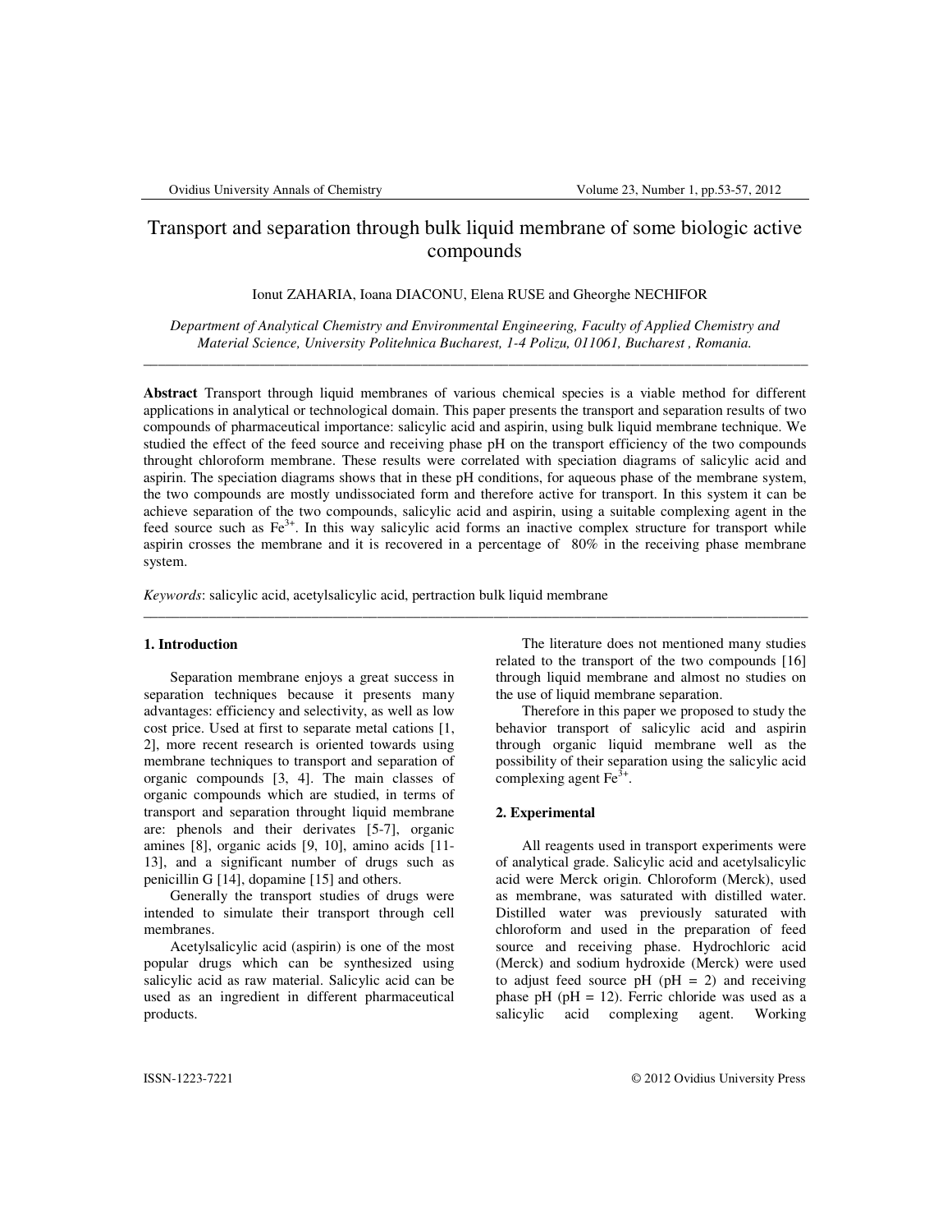# Transport and separation through bulk liquid membrane of some biologic active compounds

Ionut ZAHARIA, Ioana DIACONU, Elena RUSE and Gheorghe NECHIFOR

*Department of Analytical Chemistry and Environmental Engineering, Faculty of Applied Chemistry and Material Science, University Politehnica Bucharest, 1-4 Polizu, 011061, Bucharest , Romania.*

---

**Abstract** Transport through liquid membranes of various chemical species is a viable method for different applications in analytical or technological domain. This paper presents the transport and separation results of two compounds of pharmaceutical importance: salicylic acid and aspirin, using bulk liquid membrane technique. We studied the effect of the feed source and receiving phase pH on the transport efficiency of the two compounds throught chloroform membrane. These results were correlated with speciation diagrams of salicylic acid and aspirin. The speciation diagrams shows that in these pH conditions, for aqueous phase of the membrane system, the two compounds are mostly undissociated form and therefore active for transport. In this system it can be achieve separation of the two compounds, salicylic acid and aspirin, using a suitable complexing agent in the feed source such as $Fe^{3+}$. In this way salicylic acid forms an inactive complex structure for transport while aspirin crosses the membrane and it is recovered in a percentage of 80% in the receiving phase membrane system.

*Keywords*: salicylic acid, acetylsalicylic acid, pertraction bulk liquid membrane

---

## 1. Introduction

Separation membrane enjoys a great success in separation techniques because it presents many advantages: efficiency and selectivity, as well as low cost price. Used at first to separate metal cations [1, 2], more recent research is oriented towards using membrane techniques to transport and separation of organic compounds [3, 4]. The main classes of organic compounds which are studied, in terms of transport and separation throught liquid membrane are: phenols and their derivates [5-7], organic amines [8], organic acids [9, 10], amino acids [11-13], and a significant number of drugs such as penicillin G [14], dopamine [15] and others.

Generally the transport studies of drugs were intended to simulate their transport through cell membranes.

Acetylsalicylic acid (aspirin) is one of the most popular drugs which can be synthesized using salicylic acid as raw material. Salicylic acid can be used as an ingredient in different pharmaceutical products.

The literature does not mentioned many studies related to the transport of the two compounds [16] through liquid membrane and almost no studies on the use of liquid membrane separation.

Therefore in this paper we proposed to study the behavior transport of salicylic acid and aspirin through organic liquid membrane well as the possibility of their separation using the salicylic acid complexing agent $Fe^{3+}$.

## 2. Experimental

All reagents used in transport experiments were of analytical grade. Salicylic acid and acetylsalicylic acid were Merck origin. Chloroform (Merck), used as membrane, was saturated with distilled water. Distilled water was previously saturated with chloroform and used in the preparation of feed source and receiving phase. Hydrochloric acid (Merck) and sodium hydroxide (Merck) were used to adjust feed source pH (pH = 2) and receiving phase pH (pH = 12). Ferric chloride was used as a salicylic acid complexing agent. Working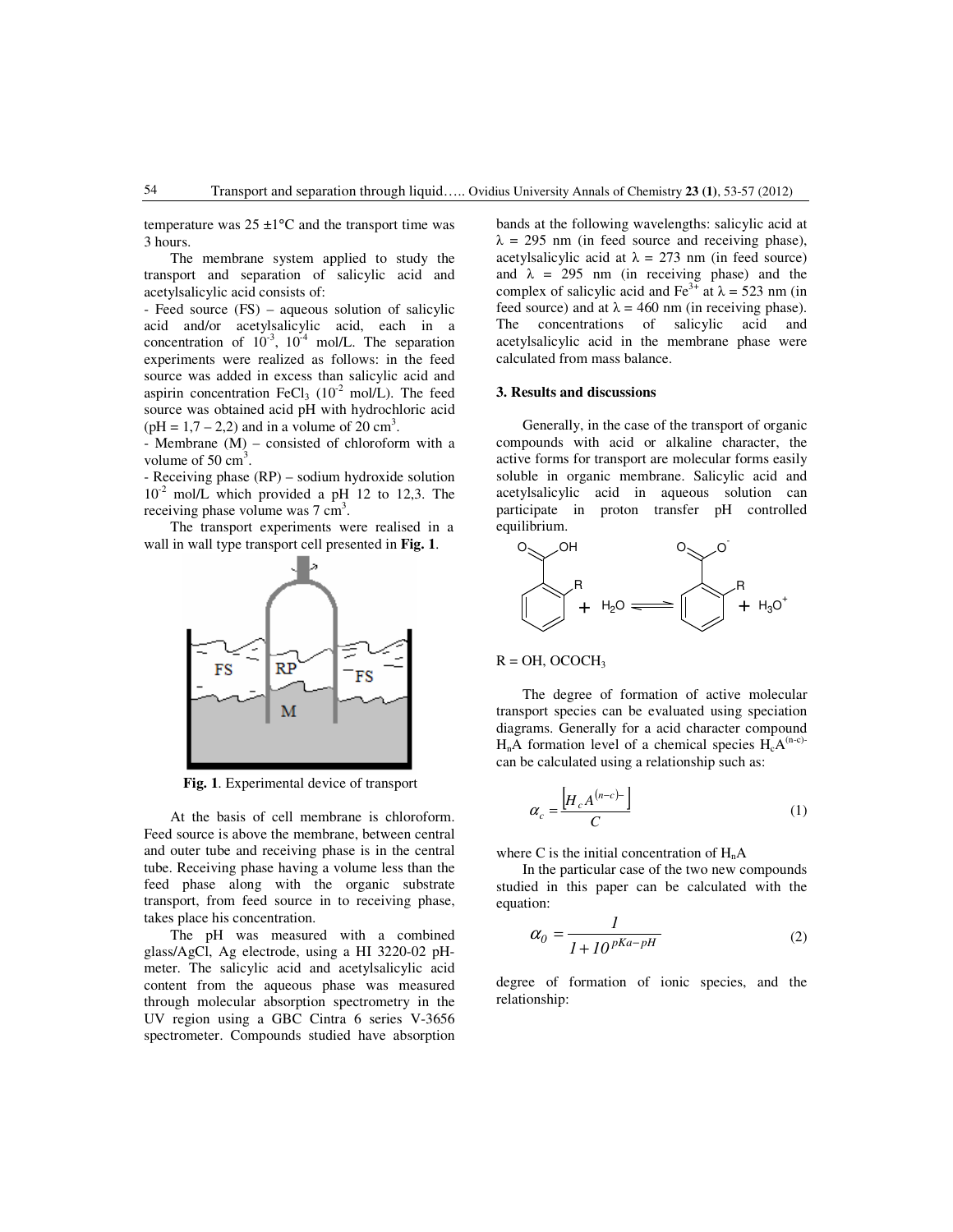temperature was 25 ±1°C and the transport time was 3 hours.

The membrane system applied to study the transport and separation of salicylic acid and acetylsalicylic acid consists of:

- Feed source (FS) – aqueous solution of salicylic acid and/or acetylsalicylic acid, each in a concentration of $10^{-3}$, $10^{-4}$ mol/L. The separation experiments were realized as follows: in the feed source was added in excess than salicylic acid and aspirin concentration $FeCl_3$ ($10^{-2}$ mol/L). The feed source was obtained acid pH with hydrochloric acid (pH = 1,7 – 2,2) and in a volume of 20 cm$^3$.
- Membrane (M) – consisted of chloroform with a volume of 50 cm$^3$.
- Receiving phase (RP) – sodium hydroxide solution $10^{-2}$ mol/L which provided a pH 12 to 12,3. The receiving phase volume was 7 cm$^3$.

The transport experiments were realised in a wall in wall type transport cell presented in **Fig. 1**.

**Fig. 1**. Experimental device of transport

At the basis of cell membrane is chloroform. Feed source is above the membrane, between central and outer tube and receiving phase is in the central tube. Receiving phase having a volume less than the feed phase along with the organic substrate transport, from feed source in to receiving phase, takes place his concentration.

The pH was measured with a combined glass/AgCl, Ag electrode, using a HI 3220-02 pH-meter. The salicylic acid and acetylsalicylic acid content from the aqueous phase was measured through molecular absorption spectrometry in the UV region using a GBC Cintra 6 series V-3656 spectrometer. Compounds studied have absorption bands at the following wavelengths: salicylic acid at λ = 295 nm (in feed source and receiving phase), acetylsalicylic acid at λ = 273 nm (in feed source) and λ = 295 nm (in receiving phase) and the complex of salicylic acid and $Fe^{3+}$ at λ = 523 nm (in feed source) and at λ = 460 nm (in receiving phase). The concentrations of salicylic acid and acetylsalicylic acid in the membrane phase were calculated from mass balance.

### 3. Results and discussions

Generally, in the case of the transport of organic compounds with acid or alkaline character, the active forms for transport are molecular forms easily soluble in organic membrane. Salicylic acid and acetylsalicylic acid in aqueous solution can participate in proton transfer pH controlled equilibrium.

$$R\text{-}C_6H_4\text{-}COOH + H_2O \rightleftharpoons R\text{-}C_6H_4\text{-}COO^- + H_3O^+$$

R = OH, $OCOCH_3$

The degree of formation of active molecular transport species can be evaluated using speciation diagrams. Generally for a acid character compound $H_nA$ formation level of a chemical species $H_cA^{(n-c)-}$ can be calculated using a relationship such as:

$$\alpha_c = \frac{\left[H_cA^{(n-c)-}\right]}{C} \tag{1}$$

where C is the initial concentration of $H_nA$

In the particular case of the two new compounds studied in this paper can be calculated with the equation:

$$\alpha_0 = \frac{1}{1+10^{pKa-pH}} \tag{2}$$

degree of formation of ionic species, and the relationship: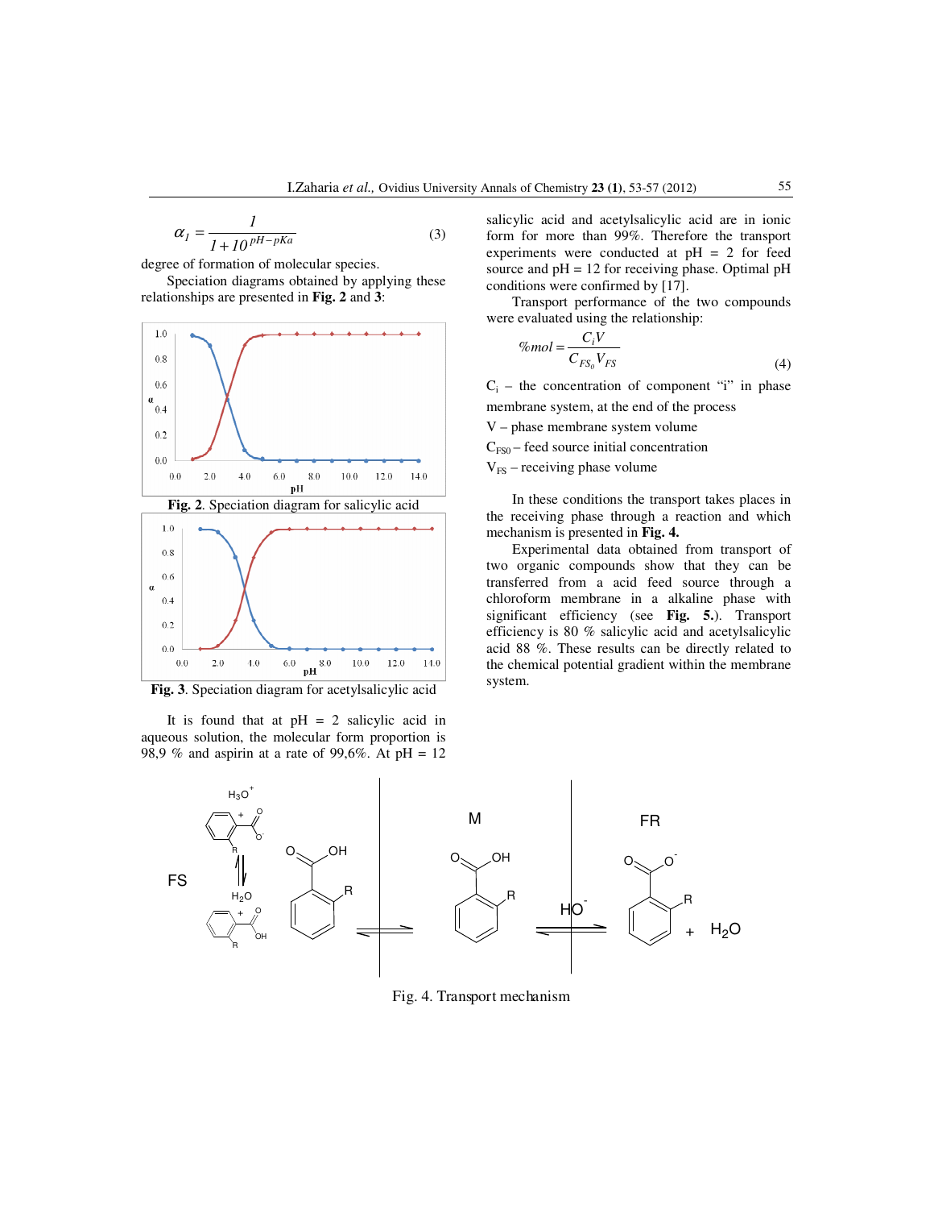$$\alpha_1 = \frac{1}{1+10^{pH-pKa}} \qquad (3)$$

degree of formation of molecular species.

Speciation diagrams obtained by applying these relationships are presented in **Fig. 2** and **3**:

**Fig. 2**. Speciation diagram for salicylic acid

**Fig. 3**. Speciation diagram for acetylsalicylic acid

It is found that at pH = 2 salicylic acid in aqueous solution, the molecular form proportion is 98,9 % and aspirin at a rate of 99,6%. At pH = 12 salicylic acid and acetylsalicylic acid are in ionic form for more than 99%. Therefore the transport experiments were conducted at pH = 2 for feed source and pH = 12 for receiving phase. Optimal pH conditions were confirmed by [17].

Transport performance of the two compounds were evaluated using the relationship:

$$\%mol = \frac{C_i V}{C_{FS_0} V_{FS}} \qquad (4)$$

$C_i$ – the concentration of component "i" in phase membrane system, at the end of the process

V – phase membrane system volume

$C_{FS0}$ – feed source initial concentration

$V_{FS}$ – receiving phase volume

In these conditions the transport takes places in the receiving phase through a reaction and which mechanism is presented in **Fig. 4.**

Experimental data obtained from transport of two organic compounds show that they can be transferred from a acid feed source through a chloroform membrane in a alkaline phase with significant efficiency (see **Fig. 5.**). Transport efficiency is 80 % salicylic acid and acetylsalicylic acid 88 %. These results can be directly related to the chemical potential gradient within the membrane system.

Fig. 4. Transport mechanism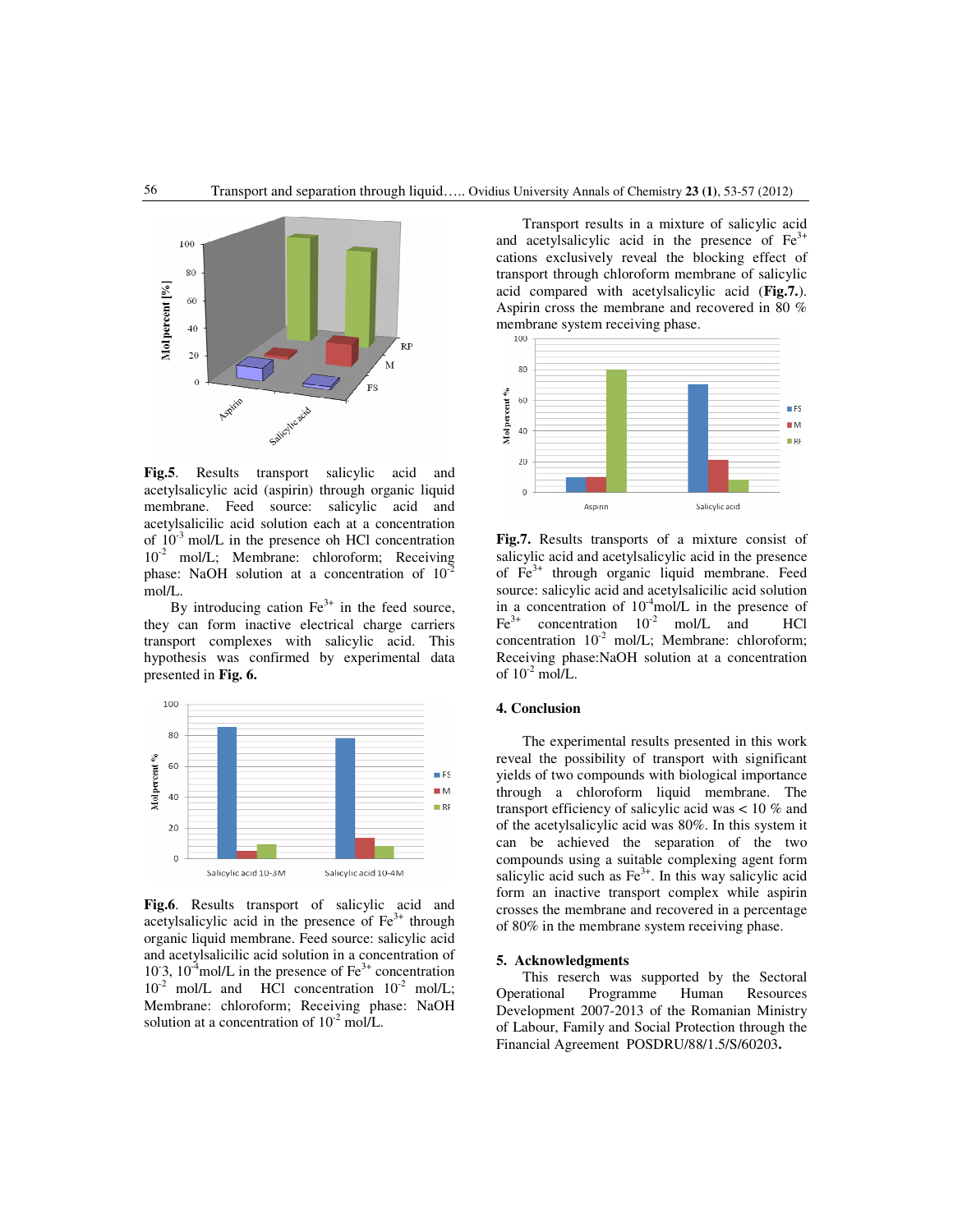**Fig.5**. Results transport salicylic acid and acetylsalicylic acid (aspirin) through organic liquid membrane. Feed source: salicylic acid and acetylsalicilic acid solution each at a concentration of $10^{-3}$ mol/L in the presence oh HCl concentration $10^{-2}$ mol/L; Membrane: chloroform; Receiving phase: NaOH solution at a concentration of $10^{-2}$ mol/L.

By introducing cation $Fe^{3+}$ in the feed source, they can form inactive electrical charge carriers transport complexes with salicylic acid. This hypothesis was confirmed by experimental data presented in **Fig. 6.**

**Fig.6**. Results transport of salicylic acid and acetylsalicylic acid in the presence of $Fe^{3+}$ through organic liquid membrane. Feed source: salicylic acid and acetylsalicilic acid solution in a concentration of 10-3, $10^{-4}$mol/L in the presence of $Fe^{3+}$ concentration $10^{-2}$ mol/L and HCl concentration $10^{-2}$ mol/L; Membrane: chloroform; Receiving phase: NaOH solution at a concentration of $10^{-2}$ mol/L.

Transport results in a mixture of salicylic acid and acetylsalicylic acid in the presence of $Fe^{3+}$ cations exclusively reveal the blocking effect of transport through chloroform membrane of salicylic acid compared with acetylsalicylic acid (**Fig.7.**). Aspirin cross the membrane and recovered in 80 % membrane system receiving phase.

**Fig.7.** Results transports of a mixture consist of salicylic acid and acetylsalicylic acid in the presence of $Fe^{3+}$ through organic liquid membrane. Feed source: salicylic acid and acetylsalicilic acid solution in a concentration of $10^{-4}$mol/L in the presence of $Fe^{3+}$ concentration $10^{-2}$ mol/L and HCl concentration $10^{-2}$ mol/L; Membrane: chloroform; Receiving phase:NaOH solution at a concentration of $10^{-2}$ mol/L.

## 4. Conclusion

The experimental results presented in this work reveal the possibility of transport with significant yields of two compounds with biological importance through a chloroform liquid membrane. The transport efficiency of salicylic acid was < 10 % and of the acetylsalicylic acid was 80%. In this system it can be achieved the separation of the two compounds using a suitable complexing agent form salicylic acid such as $Fe^{3+}$. In this way salicylic acid form an inactive transport complex while aspirin crosses the membrane and recovered in a percentage of 80% in the membrane system receiving phase.

## 5. Acknowledgments

This reserch was supported by the Sectoral Operational Programme Human Resources Development 2007-2013 of the Romanian Ministry of Labour, Family and Social Protection through the Financial Agreement POSDRU/88/1.5/S/60203**.**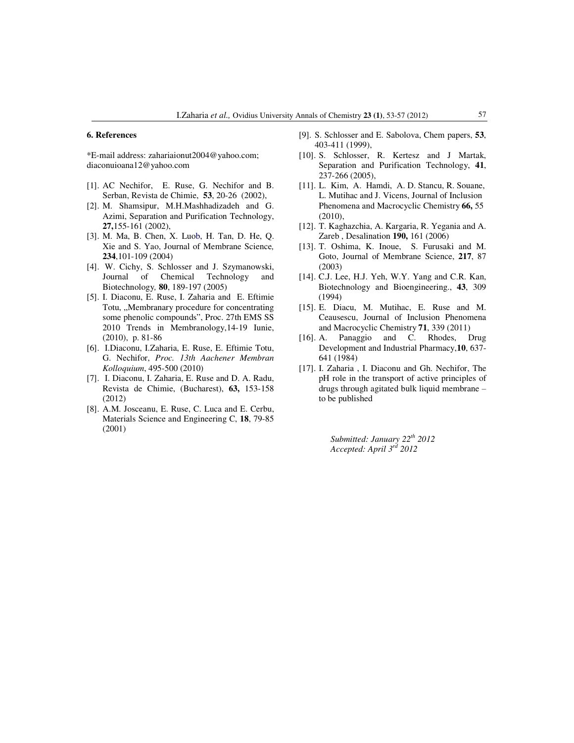## 6. References

*E-mail address: zahariaionut2004@yahoo.com; diaconuioana12@yahoo.com

[1]. AC Nechifor, E. Ruse, G. Nechifor and B. Serban, Revista de Chimie, **53**, 20-26 (2002),

[2]. M. Shamsipur, M.H.Mashhadizadeh and G. Azimi, Separation and Purification Technology, **27,**155-161 (2002),

[3]. M. Ma, B. Chen, X. Luob, H. Tan, D. He, Q. Xie and S. Yao, Journal of Membrane Science, **234**,101-109 (2004)

[4]. W. Cichy, S. Schlosser and J. Szymanowski, Journal of Chemical Technology and Biotechnology, **80**, 189-197 (2005)

[5]. I. Diaconu, E. Ruse, I. Zaharia and E. Eftimie Totu, „Membranary procedure for concentrating some phenolic compounds", Proc. 27th EMS SS 2010 Trends in Membranology,14-19 Iunie, (2010), p. 81-86

[6]. I.Diaconu, I.Zaharia, E. Ruse, E. Eftimie Totu, G. Nechifor, *Proc. 13th Aachener Membran Kolloquium*, 495-500 (2010)

[7]. I. Diaconu, I. Zaharia, E. Ruse and D. A. Radu, Revista de Chimie, (Bucharest), **63,** 153-158 (2012)

[8]. A.M. Josceanu, E. Ruse, C. Luca and E. Cerbu, Materials Science and Engineering C, **18**, 79-85 (2001)

[9]. S. Schlosser and E. Sabolova, Chem papers, **53**, 403-411 (1999),

[10]. S. Schlosser, R. Kertesz and J Martak, Separation and Purification Technology, **41**, 237-266 (2005),

[11]. L. Kim, A. Hamdi, A. D. Stancu, R. Souane, L. Mutihac and J. Vicens, Journal of Inclusion Phenomena and Macrocyclic Chemistry **66,** 55 (2010),

[12]. T. Kaghazchia, A. Kargaria, R. Yegania and A. Zareb , Desalination **190,** 161 (2006)

[13]. T. Oshima, K. Inoue, S. Furusaki and M. Goto, Journal of Membrane Science, **217**, 87 (2003)

[14]. C.J. Lee, H.J. Yeh, W.Y. Yang and C.R. Kan, Biotechnology and Bioengineering., **43**, 309 (1994)

[15]. E. Diacu, M. Mutihac, E. Ruse and M. Ceausescu, Journal of Inclusion Phenomena and Macrocyclic Chemistry **71**, 339 (2011)

[16]. A. Panaggio and C. Rhodes, Drug Development and Industrial Pharmacy,**10**, 637-641 (1984)

[17]. I. Zaharia , I. Diaconu and Gh. Nechifor, The pH role in the transport of active principles of drugs through agitated bulk liquid membrane – to be published

*Submitted: January 22th 2012*
*Accepted: April 3rd 2012*